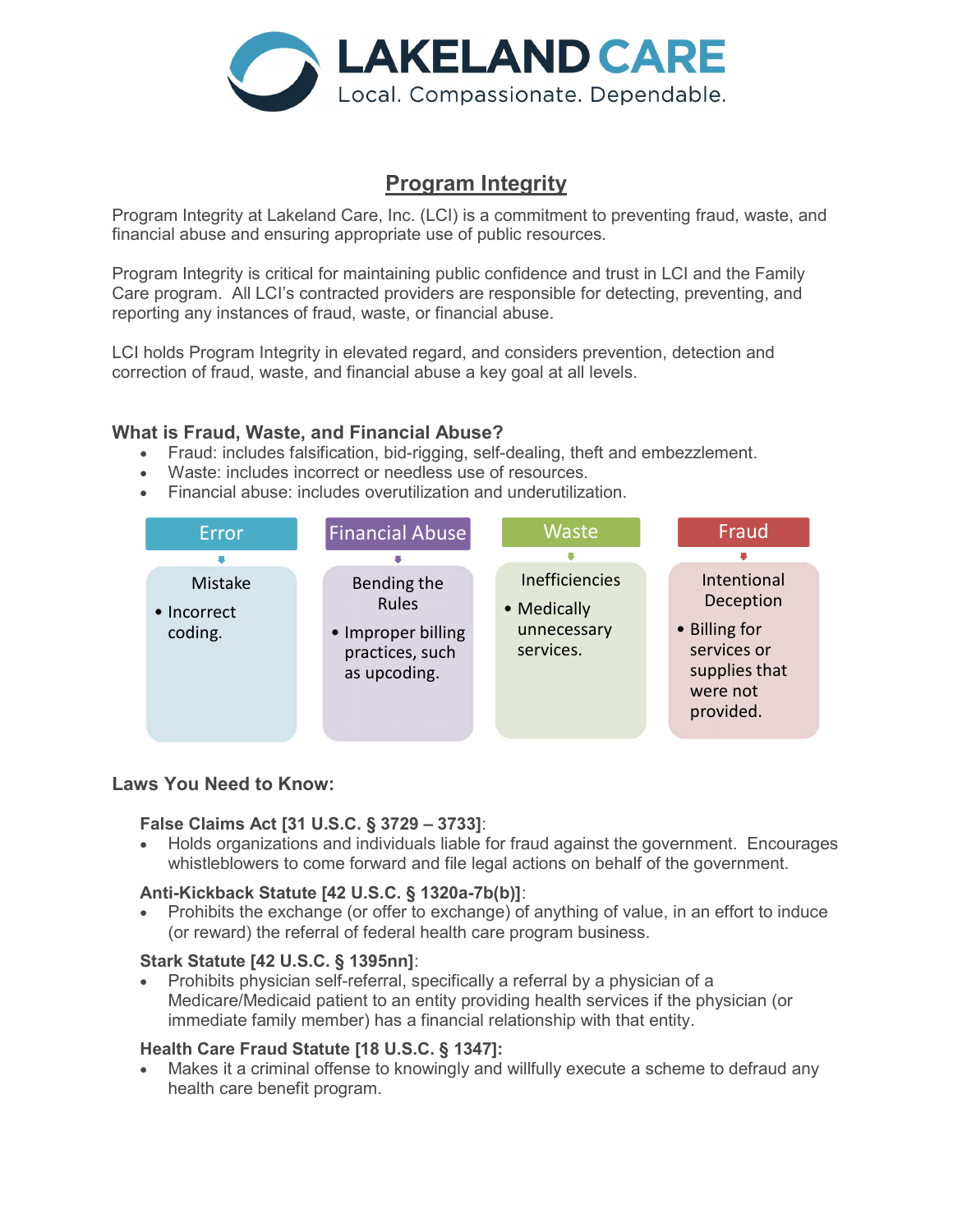# LAKELAND CARE

Local. Compassionate. Dependable.

## Program Integrity

Program Integrity at Lakeland Care, Inc. (LCI) is a commitment to preventing fraud, waste, and financial abuse and ensuring appropriate use of public resources.

Program Integrity is critical for maintaining public confidence and trust in LCI and the Family Care program. All LCI's contracted providers are responsible for detecting, preventing, and reporting any instances of fraud, waste, or financial abuse.

LCI holds Program Integrity in elevated regard, and considers prevention, detection and correction of fraud, waste, and financial abuse a key goal at all levels.

### What is Fraud, Waste, and Financial Abuse?

- Fraud: includes falsification, bid-rigging, self-dealing, theft and embezzlement.
- Waste: includes incorrect or needless use of resources.
- Financial abuse: includes overutilization and underutilization.

| Error | Financial Abuse | Waste | Fraud |
| --- | --- | --- | --- |
| Mistake<br>• Incorrect coding. | Bending the Rules<br>• Improper billing practices, such as upcoding. | Inefficiencies<br>• Medically unnecessary services. | Intentional Deception<br>• Billing for services or supplies that were not provided. |

### Laws You Need to Know:

**False Claims Act [31 U.S.C. § 3729 – 3733]**:
- Holds organizations and individuals liable for fraud against the government. Encourages whistleblowers to come forward and file legal actions on behalf of the government.

**Anti-Kickback Statute [42 U.S.C. § 1320a-7b(b)]**:
- Prohibits the exchange (or offer to exchange) of anything of value, in an effort to induce (or reward) the referral of federal health care program business.

**Stark Statute [42 U.S.C. § 1395nn]**:
- Prohibits physician self-referral, specifically a referral by a physician of a Medicare/Medicaid patient to an entity providing health services if the physician (or immediate family member) has a financial relationship with that entity.

**Health Care Fraud Statute [18 U.S.C. § 1347]:**
- Makes it a criminal offense to knowingly and willfully execute a scheme to defraud any health care benefit program.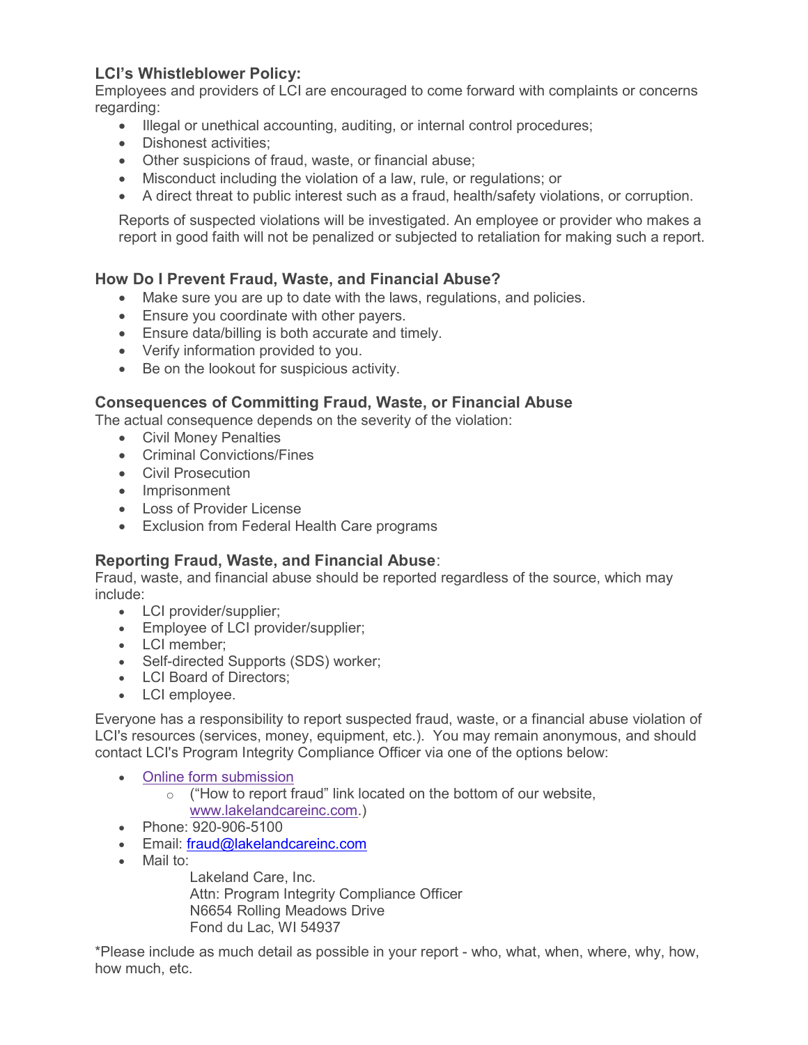### LCI's Whistleblower Policy:

Employees and providers of LCI are encouraged to come forward with complaints or concerns regarding:

- Illegal or unethical accounting, auditing, or internal control procedures;
- Dishonest activities;
- Other suspicions of fraud, waste, or financial abuse;
- Misconduct including the violation of a law, rule, or regulations; or
- A direct threat to public interest such as a fraud, health/safety violations, or corruption.

Reports of suspected violations will be investigated. An employee or provider who makes a report in good faith will not be penalized or subjected to retaliation for making such a report.

### How Do I Prevent Fraud, Waste, and Financial Abuse?

- Make sure you are up to date with the laws, regulations, and policies.
- Ensure you coordinate with other payers.
- Ensure data/billing is both accurate and timely.
- Verify information provided to you.
- Be on the lookout for suspicious activity.

### Consequences of Committing Fraud, Waste, or Financial Abuse

The actual consequence depends on the severity of the violation:

- Civil Money Penalties
- Criminal Convictions/Fines
- Civil Prosecution
- Imprisonment
- Loss of Provider License
- Exclusion from Federal Health Care programs

### Reporting Fraud, Waste, and Financial Abuse:

Fraud, waste, and financial abuse should be reported regardless of the source, which may include:

- LCI provider/supplier;
- Employee of LCI provider/supplier;
- LCI member;
- Self-directed Supports (SDS) worker;
- LCI Board of Directors;
- LCI employee.

Everyone has a responsibility to report suspected fraud, waste, or a financial abuse violation of LCI's resources (services, money, equipment, etc.). You may remain anonymous, and should contact LCI's Program Integrity Compliance Officer via one of the options below:

- Online form submission
  - ("How to report fraud" link located on the bottom of our website, www.lakelandcareinc.com.)
- Phone: 920-906-5100
- Email: fraud@lakelandcareinc.com
- Mail to:

  Lakeland Care, Inc.
  Attn: Program Integrity Compliance Officer
  N6654 Rolling Meadows Drive
  Fond du Lac, WI 54937

*Please include as much detail as possible in your report - who, what, when, where, why, how, how much, etc.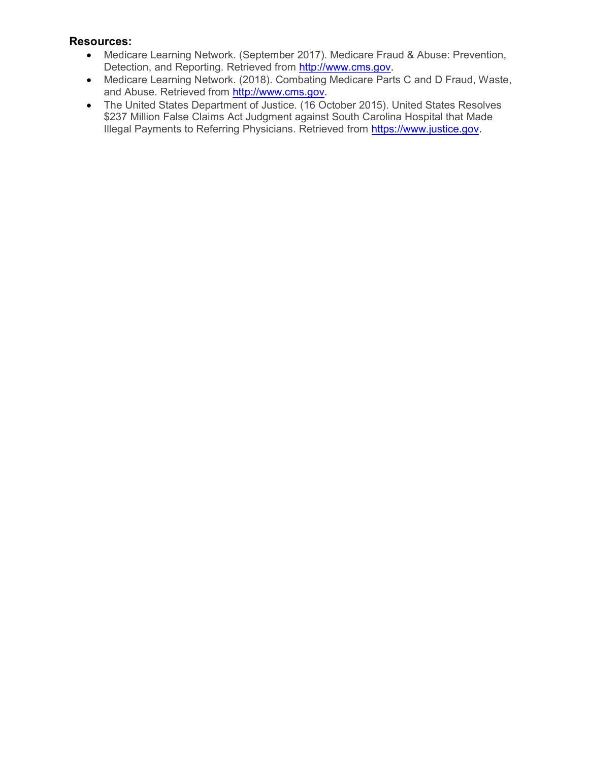**Resources:**

- Medicare Learning Network. (September 2017). Medicare Fraud & Abuse: Prevention, Detection, and Reporting. Retrieved from [http://www.cms.gov](http://www.cms.gov).
- Medicare Learning Network. (2018). Combating Medicare Parts C and D Fraud, Waste, and Abuse. Retrieved from [http://www.cms.gov](http://www.cms.gov).
- The United States Department of Justice. (16 October 2015). United States Resolves $237 Million False Claims Act Judgment against South Carolina Hospital that Made Illegal Payments to Referring Physicians. Retrieved from [https://www.justice.gov](https://www.justice.gov).